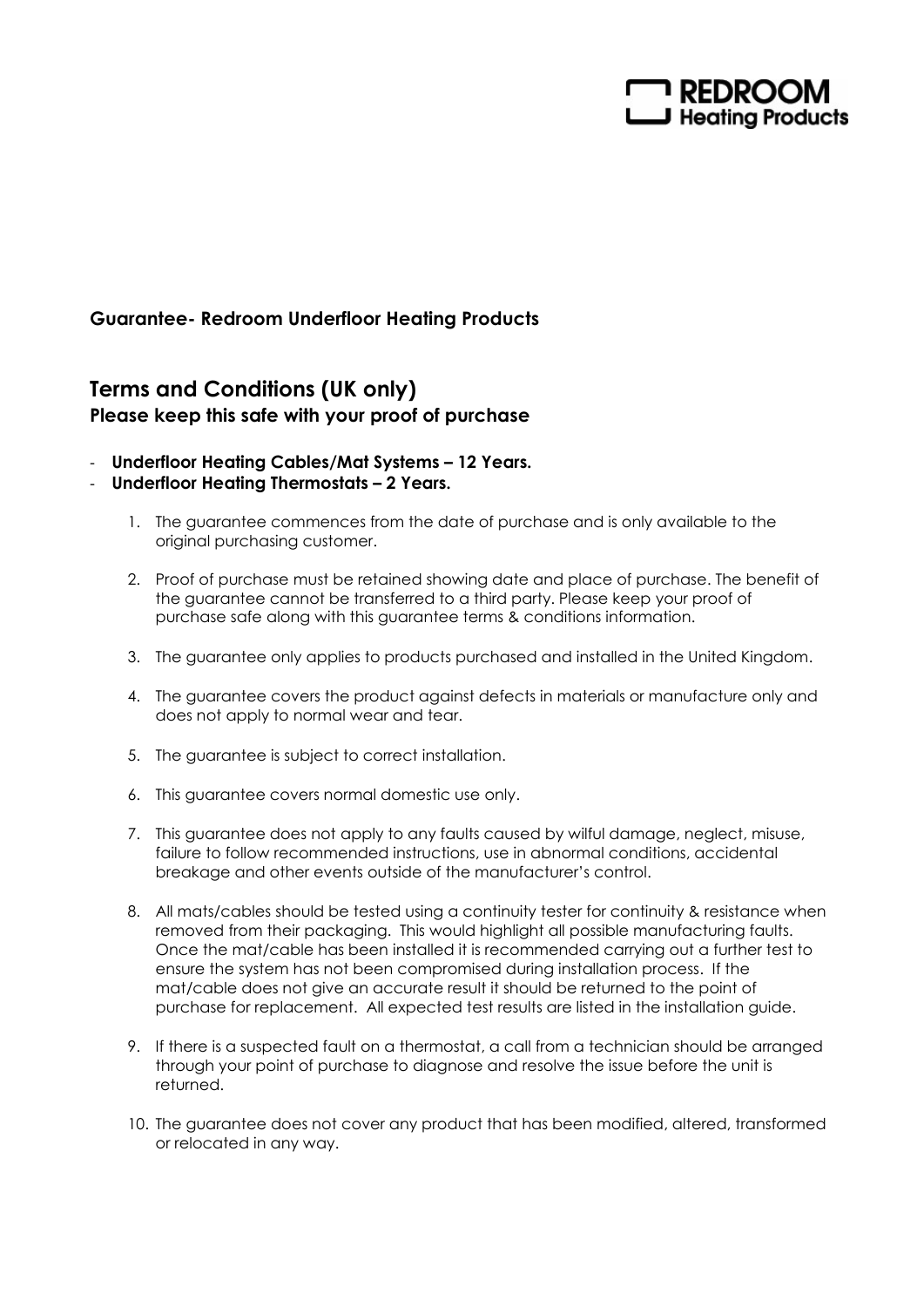REDROOM
Heating Products

**Guarantee- Redroom Underfloor Heating Products**

## Terms and Conditions (UK only)

### Please keep this safe with your proof of purchase

- **Underfloor Heating Cables/Mat Systems – 12 Years.**
- **Underfloor Heating Thermostats – 2 Years.**

1. The guarantee commences from the date of purchase and is only available to the original purchasing customer.
2. Proof of purchase must be retained showing date and place of purchase. The benefit of the guarantee cannot be transferred to a third party. Please keep your proof of purchase safe along with this guarantee terms & conditions information.
3. The guarantee only applies to products purchased and installed in the United Kingdom.
4. The guarantee covers the product against defects in materials or manufacture only and does not apply to normal wear and tear.
5. The guarantee is subject to correct installation.
6. This guarantee covers normal domestic use only.
7. This guarantee does not apply to any faults caused by wilful damage, neglect, misuse, failure to follow recommended instructions, use in abnormal conditions, accidental breakage and other events outside of the manufacturer's control.
8. All mats/cables should be tested using a continuity tester for continuity & resistance when removed from their packaging. This would highlight all possible manufacturing faults. Once the mat/cable has been installed it is recommended carrying out a further test to ensure the system has not been compromised during installation process. If the mat/cable does not give an accurate result it should be returned to the point of purchase for replacement. All expected test results are listed in the installation guide.
9. If there is a suspected fault on a thermostat, a call from a technician should be arranged through your point of purchase to diagnose and resolve the issue before the unit is returned.
10. The guarantee does not cover any product that has been modified, altered, transformed or relocated in any way.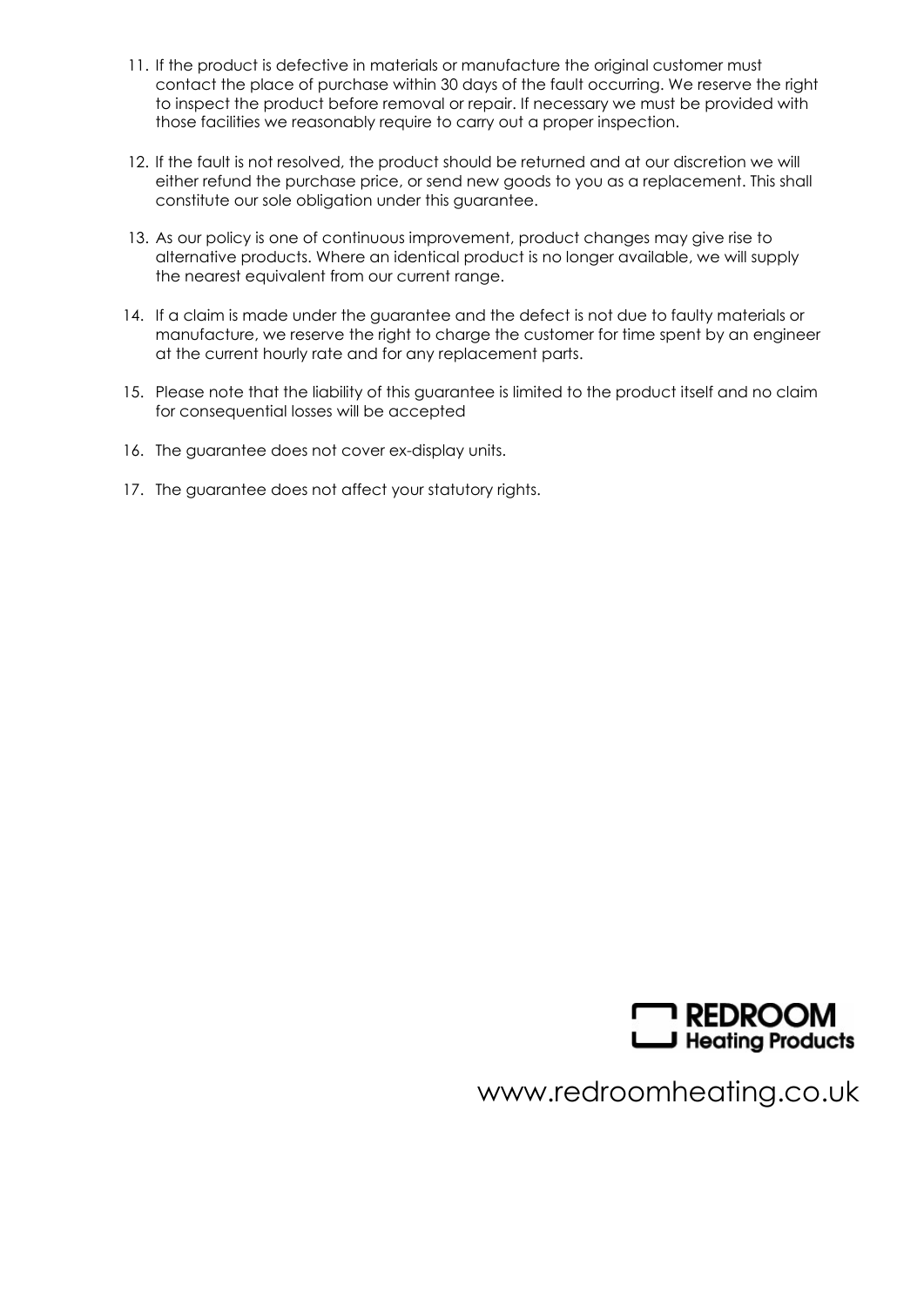11. If the product is defective in materials or manufacture the original customer must contact the place of purchase within 30 days of the fault occurring. We reserve the right to inspect the product before removal or repair. If necessary we must be provided with those facilities we reasonably require to carry out a proper inspection.

12. If the fault is not resolved, the product should be returned and at our discretion we will either refund the purchase price, or send new goods to you as a replacement. This shall constitute our sole obligation under this guarantee.

13. As our policy is one of continuous improvement, product changes may give rise to alternative products. Where an identical product is no longer available, we will supply the nearest equivalent from our current range.

14. If a claim is made under the guarantee and the defect is not due to faulty materials or manufacture, we reserve the right to charge the customer for time spent by an engineer at the current hourly rate and for any replacement parts.

15. Please note that the liability of this guarantee is limited to the product itself and no claim for consequential losses will be accepted

16. The guarantee does not cover ex-display units.

17. The guarantee does not affect your statutory rights.

REDROOM
Heating Products

www.redroomheating.co.uk